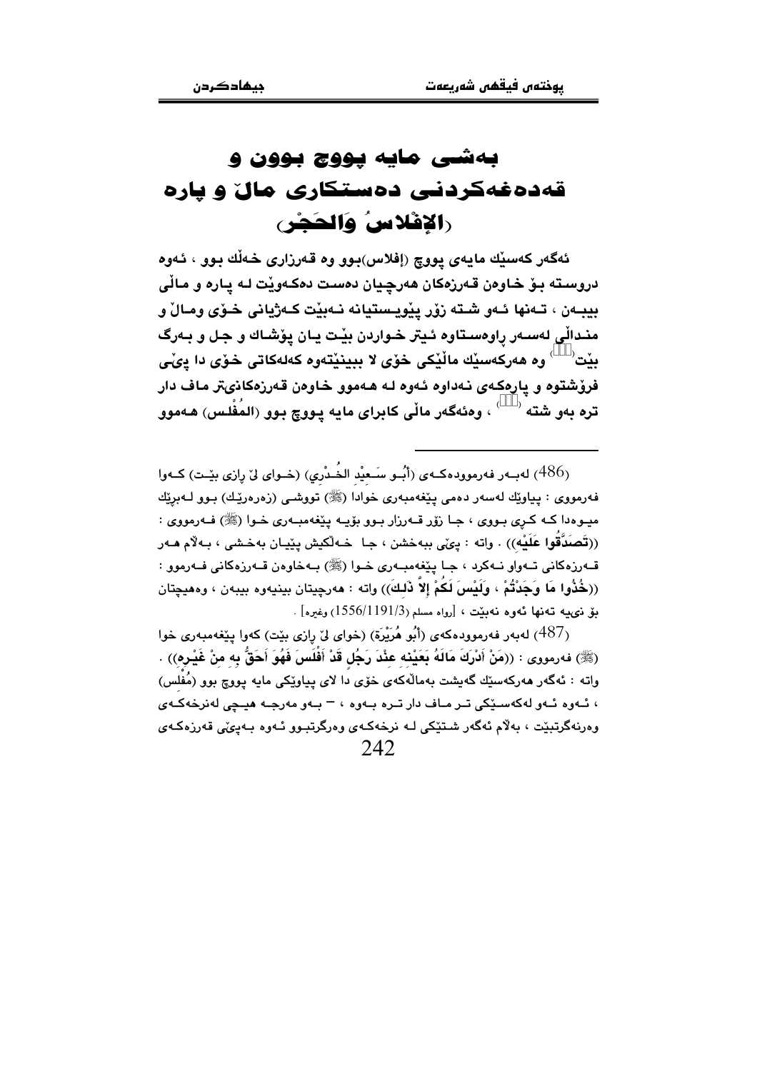# بەشی مایە پووچ بوون و قەدەغەکردنی دەستکاری ماڵ و پارە (الإفْلاسُ وَالحَجْر)

ئەگەر کەسێك مایەی پووچ (إفلاس)بوو وە قەرزاری خەڵك بوو ، ئەوە دروستە بۆ خاوەن قەرزەکان هەرچیان دەست دەکەوێت لە پارە و ماڵی ببەن ، تەنها ئەو شتە زۆر پێویستیانە نەبێت کەژیانی خۆی ومالٚ و منداڵی لەسەر ڕاوەستاوە ئیتر خواردن بێت یان پۆشاك و جل و بەرگ بێت[486] وە هەرکەسێك ماڵێکی خۆی لا ببینێتەوە کەلەکاتی خۆی دا پێی فرۆشتوە و پارەکەی نەداوە ئەوە لە هەموو خاوەن قەرزەکانیتر ماف دار ترە بەو شتە [487] ، وەئەگەر ماڵی کابرای مایە پووچ بوو (المُفْلس) هەموو

---

(486) لەبەر فەرموودەکەی (أَبُو سَعِيْد الخُدْرِي) (خوای لێ ڕازی بێت) کەوا فەرمووی : پیاوێك لەسەر دەمی پێغەمبەری خوادا (ﷺ) تووشی (زەرەرێك) بوو لەبرێك میوەدا کە کڕی بووی ، جا زۆر قەرزار بوو بۆیە پێغەمبەری خوا (ﷺ) فەرمووی : ((تَصَدَّقُوا عَلَيْه)) . واتە : پێی ببەخشن ، جا خەڵکیش پێیان بەخشی ، بەڵام هەر قەرزەکانی تەواو نەکرد ، جا پێغەمبەری خوا (ﷺ) بەخاوەن قەرزەکانی فەرموو : ((خُذُوا مَا وَجَدْتُمْ ، وَلَيْسَ لَكُمْ إِلاَّ ذَلِكَ)) واتە : هەرچیتان بینیەوە ببەن ، وەهیچتان بۆ نیيە تەنها ئەوە نەبێت ، [رواه مسلم (1556/1191/3) وغيره] .

(487) لەبەر فەرموودەکەی (أَبُو هُرَيْرَة) (خوای لێ ڕازی بێت) کەوا پێغەمبەری خوا (ﷺ) فەرمووی : ((مَنْ أَدْرَكَ مَالَهُ بِعَيْنِهِ عِنْدَ رَجُلٍ قَدْ أَفْلَسَ فَهُوَ أَحَقُّ بِهِ مِنْ غَيْرِه)) . واتە : ئەگەر هەرکەسێك گەیشت بەماڵەکەی خۆی دا لای پیاوێکی مایە پووچ بوو (مُفْلس) ، ئەوە ئەو لەکەسێکی تر ماف دار ترە بەوە ، – بەو مەرجە هیچی لەنرخەکەی وەرنەگرتبێت ، بەڵام ئەگەر شتێکی لە نرخەکەی وەرگرتبوو ئەوە بەپێی قەرزەکەی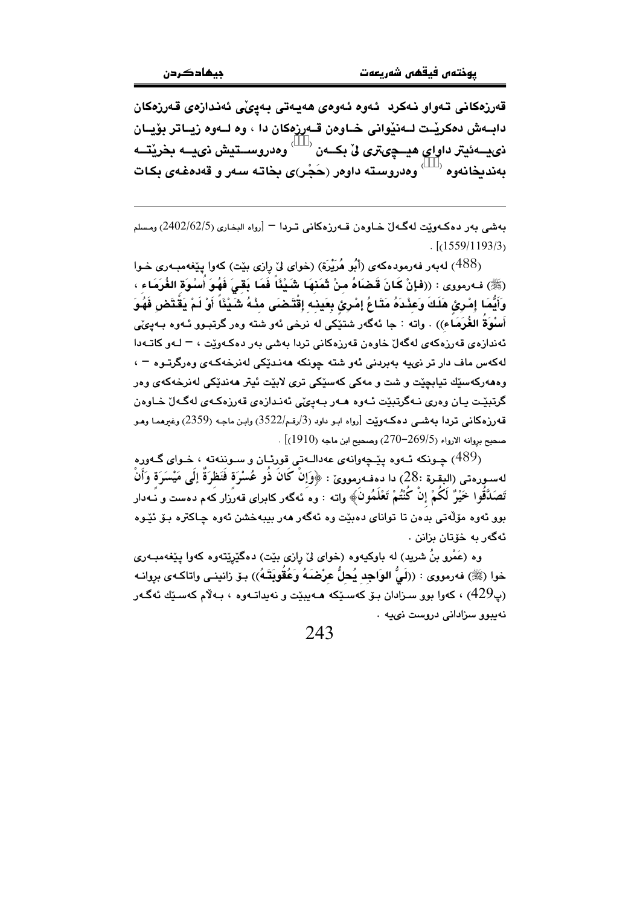قەرزەكانی تەواو نەكرد ئەوە ئەوەی هەیەتی بەپێی ئەندازەی قەرزەكان دابەش دەكرێت لەنێوانی خاوەن قەرزەكان دا ، وە لەوە زیاتر بۆیان نییەئیتر داوای هیچیتری لێ بكەن [488] وەدروستیش نییە بخرێتە بەندیخانەوە [489] وەدروستە داوەر (حَجْر)ی بخاتە سەر و قەدەغەی بكات

---

بەشی بەر دەكەوێت لەگەڵ خاوەن قەرزەكانی تردا — [رواه البخاری (2402/62/5) ومسلم (1559/1193/3)].

(488) لەبەر فەرمودەكەی (أَبُو هُرَيْرَةَ) (خوای لێ رازی بێت) كەوا پێغەمبەری خوا (ﷺ) فەرمووی : ((فإنْ كَانَ قَضَاهُ مِنْ ثَمَنِهَا شَيْئًا فَمَا بَقِيَ فَهُوَ أُسْوَةُ الغُرَمَاءِ ، وَأَيُّمَا امْرِئٍ هَلَكَ وَعِنْدَهُ مَتَاعُ امْرِئٍ بِعَيْنِهِ اقْتَضَى مِنْهُ شَيْئًا أَوْ لَمْ يَقْتَضِ فَهُوَ أُسْوَةُ الغُرَمَاءِ)) . واتە : جا ئەگەر شتێكی لە نرخی ئەو شتە وەر گرتبوو ئەوە بەپێی ئەندازەی قەرزەكەی لەگەڵ خاوەن قەرزەكانی تردا بەشی بەر دەكەوێت ، — لەو كاتەدا لەكەس ماف دار تر نییە بەبردنی ئەو شتە چونكە هەندێكی لەنرخەكەی وەرگرتوە — ، وەهەركەسێك تیاچێت و شت و مەكی كەسێكی تری لابێت ئیتر هەندێكی لەنرخەكەی وەر گرتبێت یان وەری نەگرتبێت ئەوە هەر بەپێی ئەندازەی قەرزەكەی لەگەڵ خاوەن قەرزەكانی تردا بەشی دەكەوێت [رواه ابو داود (3/رقم/3522) وابن ماجه (2359) وغیرهما وهو صحیح بروانه الارواء (269/5–270) وصحیح ابن ماجه (1910)] .

(489) چونكە ئەوە پێچەوانەی عەدالەتی قورئان و سوننەتە ، خوای گەورە لەسورەتی (البقرة :28) دا دەفەرمووێ : ﴿وَإِنْ كَانَ ذُو عُسْرَةٍ فَنَظِرَةٌ إِلَى مَيْسَرَةٍ وَأَنْ تَصَدَّقُوا خَيْرٌ لَكُمْ إِنْ كُنْتُمْ تَعْلَمُونَ﴾ واتە : وە ئەگەر كابرای قەرزار كەم دەست و نەدار بوو ئەوە مۆڵەتی بدەن تا توانای دەبێت وە ئەگەر هەر ببیبەخشن ئەوە چاكترە بۆ ئێوە ئەگەر بە خۆتان بزانن .

وە (عَمْرو بنُ شريد) لە باوكیەوە (خوای لێ رازی بێت) دەگێرێتەوە كەوا پێغەمبەری خوا (ﷺ) فەرمووی : ((لَيُّ الوَاجِدِ يُحِلُّ عِرْضَهُ وَعُقُوبَتَهُ)) بۆ زانینی واتاكەی بروانە (پ429) ، كەوا بوو سزادان بۆ كەسێكە هەیبێت و نەیداتەوە ، بەڵام كەسێك ئەگەر نەیبوو سزادانی دروست نییە .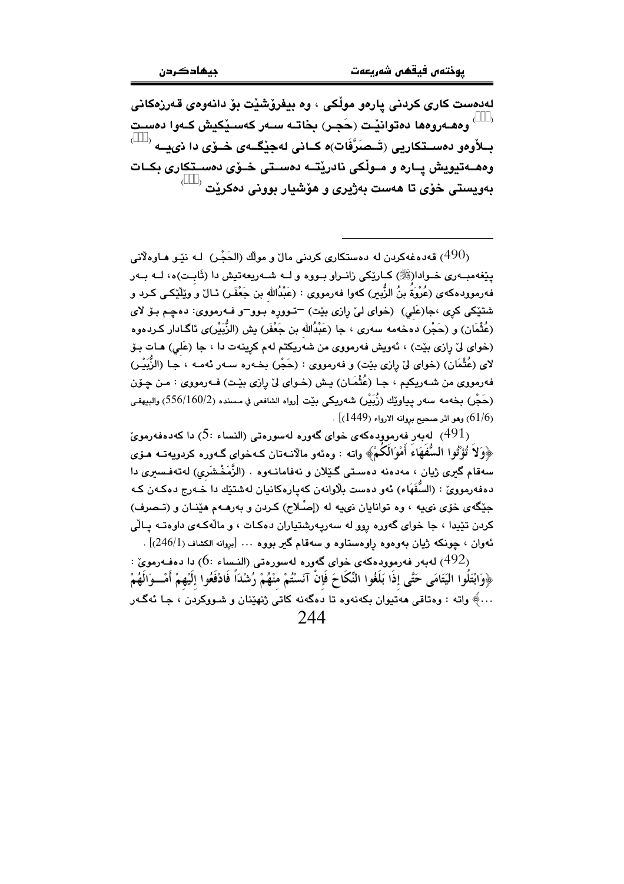لەدەست كاری كردنی پارەو موڵكی ، وە بیفرۆشێت بۆ دانەوەی قەرزەكانی [490] وەهەروەها دەتوانێت (حَجر) بخاتە سەر كەسێكیش كەوا دەست بلاوەو دەستكاریی (تَصَرُّفَات)ە كانی لەجێگەی خۆی دا نیە [491] وەهەتیویش پارە و موڵكی نادرێتە دەستی خۆی دەستكاری بكات بەویستی خۆی تا هەست بەژیری و هۆشیار بوونی دەكرێت [492]

---

(490) قەدەغەكردن لە دەستكاری كردنی ماڵ و موڵك (الحَجْر) لە نێو هاوەڵانی پێغەمبەری خوادا(ﷺ) كارێكی زانراو بووە و لە شەریعەتیش دا (ثَابت)ە، لە بەر فەرموودەكەی (عُرْوَةُ بنُ الزُّبير) كەوا فەرمووی : (عَبْدُالله بن جَعْفَر) ئاڵ و وێڵێكی كرد و شتێكی كری ،جا(عَلي) (خوای لێ ڕازی بێت) –تووڕە بوو– و فەرمووی: دەچم بۆ لای (عُثْمَان) و (حَجْر) دەخەمە سەری ، جا (عَبْدُالله بن جَعْفَر) یش (الزُّبَیْر)ی ئاگادار كردەوە (خوای لێ ڕازی بێت) ، ئەویش فەرمووی من شەریكتم لەم كرینەت دا ، جا (عَلي) هات بۆ لای (عُثْمَان) (خوای لێ ڕازی بێت) و فەرمووی : (حَجْر) بخەرە سەر ئەمە ، جا (الزُّبَیْر) فەرمووی من شەریكیم ، جا (عُثْمَان) یش (خوای لێ ڕازی بێت) فەرمووی : من چۆن (حَجْر) بخەمە سەر پیاوێك (زُبَیْر) شەریكی بێت [رواه الشافعي في مسنده (556/160/2) والبيهقي (61/6) وهو اثر صحيح بروانه الارواء (1449)] .

(491) لەبەر فەرموودەكەی خوای گەورە لەسورەتی (النساء :5) دا كەدەفەرمویَ ﴿وَلاَ تُؤْتُوا السُّفَهَاءَ أَمْوَالَكُمْ﴾ واتە : وەئەو ماڵانەتان كەخوای گەورە كردویەتە هۆی سەقام گیری ژیان ، مەدەنە دەستی گێلان و نەفامانەوە . (الزَّمَخْشَرِي) لەتەفسیری دا دەفەرمووێ : (السُّفَهَاء) ئەو دەست بڵاوانەن كەپارەكانیان لەشتێك دا خەرج دەكەن كە جێگەی خۆی نیە ، وە توانایان نیە لە (إصْلاح) كردن و بەرهەم هێنان و (تصرف) كردن تێیدا ، جا خوای گەورە ڕوو لە سەرپەرشتیاران دەكات ، و ماڵەكەی داوەتە پاڵی ئەوان ، چونكە ژیان بەوەوە ڕاوەستاوە و سەقام گیر بووە ... [بروانە الكشاف (246/1)] .

(492) لەبەر فەرموودەكەی خوای گەورە لەسورەتی (النساء :6) دا دەفەرمویَ : ﴿وَابْتَلُوا الْيَتَامَى حَتَّى إِذَا بَلَغُوا النِّكَاحَ فَإِنْ آنَسْتُمْ مِنْهُمْ رُشْدًا فَادْفَعُوا إِلَيْهِمْ أَمْوَالَهُمْ ...﴾ واتە : وەتاقی هەتیوان بكەنەوە تا دەگەنە كاتی ژنهێنان و شووكردن ، جا ئەگەر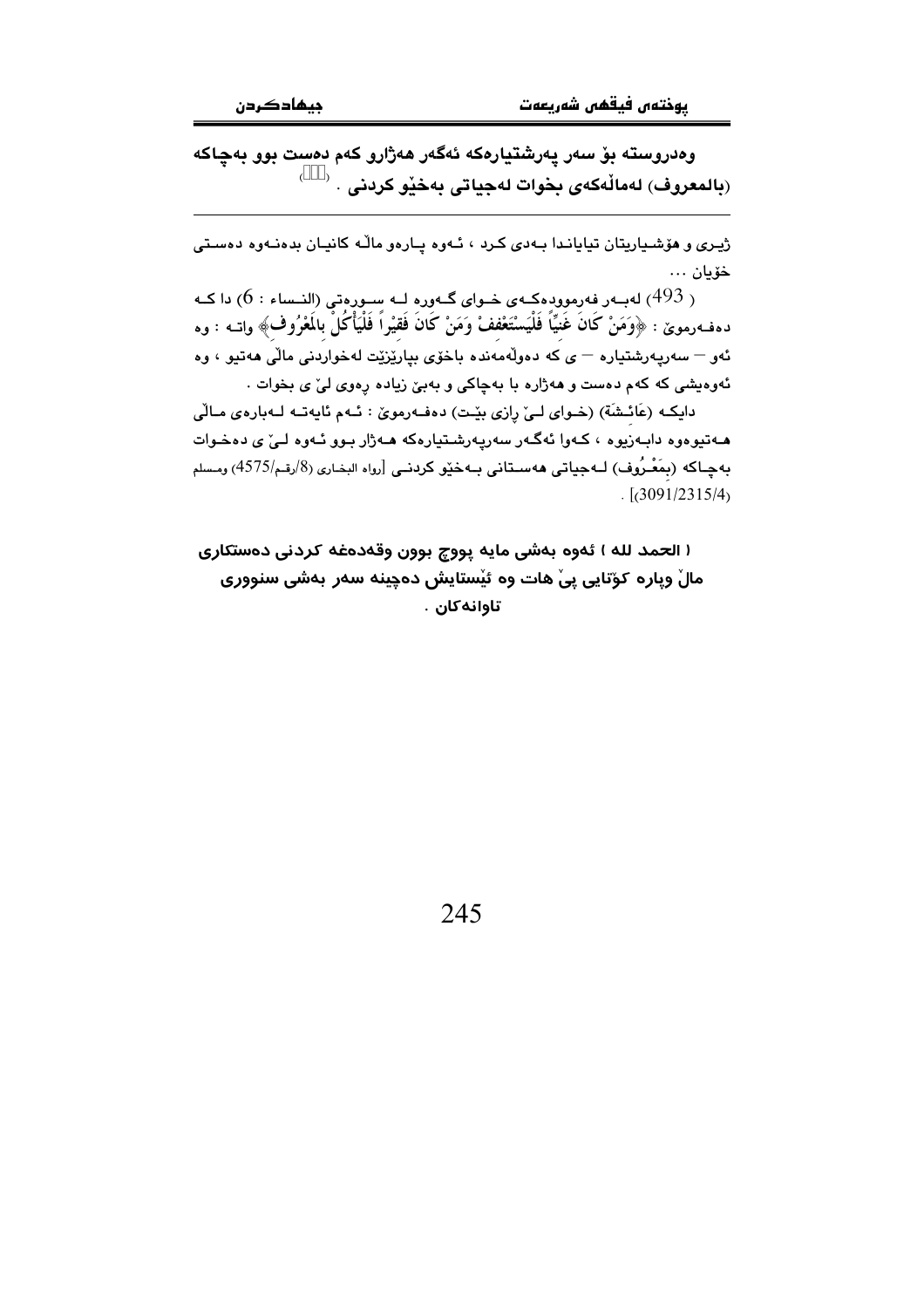**وەدروستە بۆ سەر پەرشتیارەکە ئەگەر هەژارو کەم دەست بوو بەچاکە (بالمعروف) لەماڵەکەی بخوات لەجیاتی بەخێو کردنی .** (493)

---

ژیری و هۆشیاریتان تیایاندا بەدی کرد ، ئەوە پارەو ماڵە کانیان بدەنەوە دەستی خۆیان …

( 493 ) لەبەر فەرموودەکەی خوای گەورە لە سورەتی (النساء : 6) دا کە دەفەرموێ : ﴿وَمَنْ كَانَ غَنِيّاً فَلْيَسْتَعْفِفْ وَمَنْ كَانَ فَقِيراً فَلْيَأْكُلْ بِالْمَعْرُوفِ﴾ واتە : وە ئەو – سەرپەرشتیارە – ی کە دەوڵەمەندە باخۆی بپارێزێت لەخواردنی ماڵی هەتیو ، وە ئەوەیشی کە کەم دەست و هەژارە با بەچاکی و بەبێ زیادە ڕەوی لێ ی بخوات .

دایکە (عَائشَةَ) (خوای لێ ڕازی بێت) دەفەرموێ : ئەم ئایەتە لەبارەی ماڵی هەتیووەوە دابەزیوە ، کەوا ئەگەر سەرپەرشتیارەکە هەژار بوو ئەوە لێ ی دەخوات بەچاکە (بِمَعْرُوف) لەجیاتی هەستانی بەخێو کردنی [رواه البخاري (8/رقم/4575) ومسلم (3091/2315/4)] .

**( الحمد لله ) ئەوە بەشی مایە پووچ بوون وقەدەغە کردنی دەستکاری ماڵ وپارە کۆتایی پێ هات وە ئێستایش دەچینە سەر بەشی سنووری تاوانەکان .**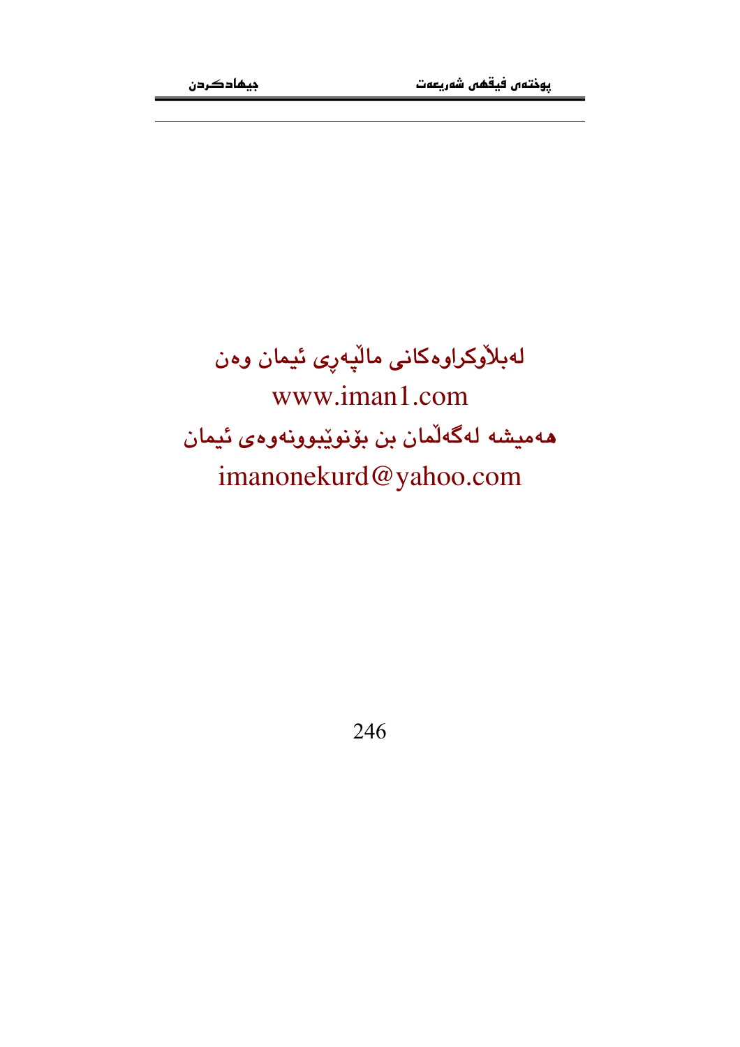لەبڵاوکراوەکانی ماڵپەڕی ئیمان وەن

www.iman1.com

هەمیشە لەگەڵمان بن بۆنوێبوونەوەی ئیمان

imanonekurd@yahoo.com